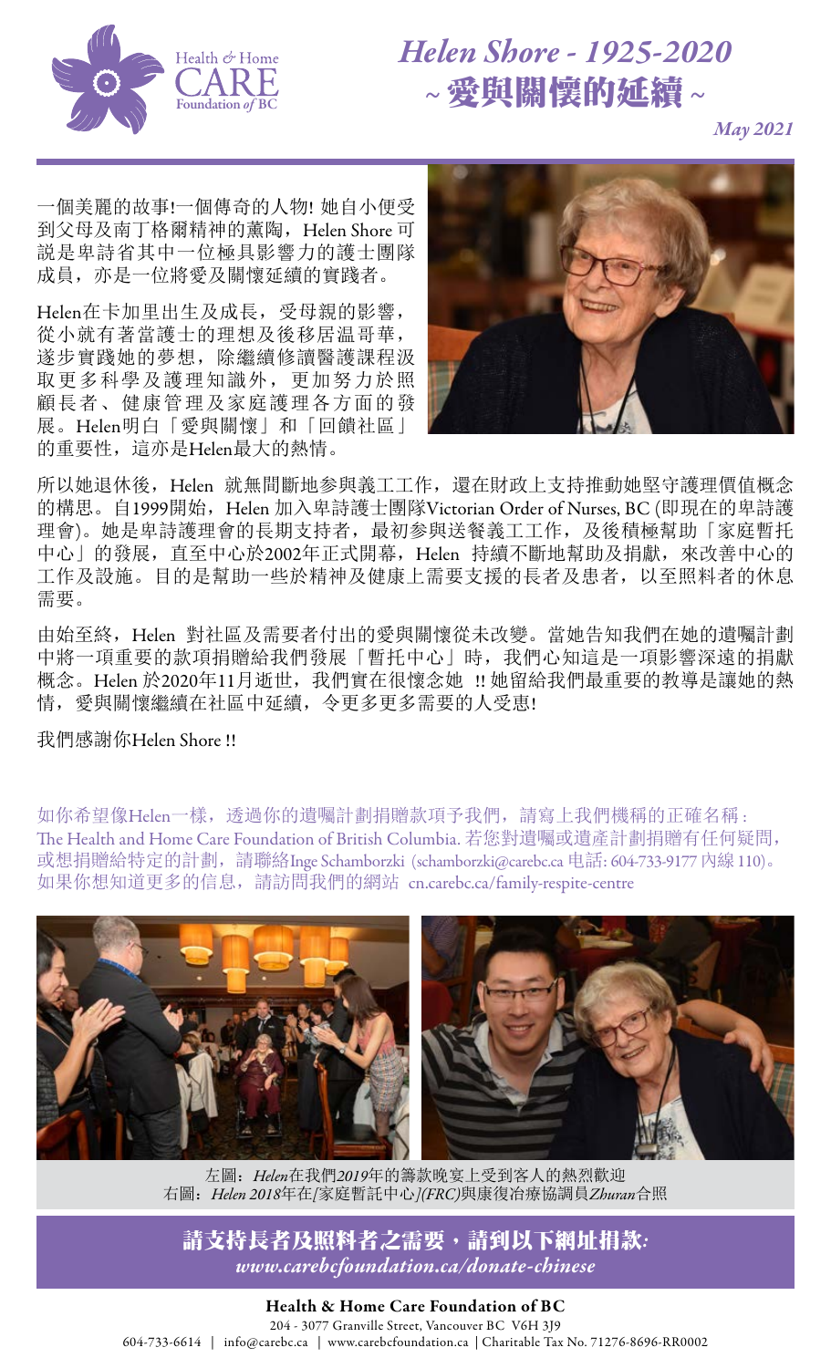Health & Home CARE Foundation of BC

# *Helen Shore - 1925-2020*

## ~ 愛與關懷的延續 ~

*May 2021*

一個美麗的故事!一個傳奇的人物! 她自小便受到父母及南丁格爾精神的薰陶，Helen Shore 可說是卑詩省其中一位極具影響力的護士團隊成員，亦是一位將愛及關懷延續的實踐者。

Helen在卡加里出生及成長，受母親的影響，從小就有著當護士的理想及後移居溫哥華，遂步實踐她的夢想，除繼續修讀醫護課程汲取更多科學及護理知識外，更加努力於照顧長者、健康管理及家庭護理各方面的發展。Helen明白「愛與關懷」和「回饋社區」的重要性，這亦是Helen最大的熱情。

所以她退休後，Helen 就無間斷地參與義工工作，還在財政上支持推動她堅守護理價值概念的構思。自1999開始，Helen 加入卑詩護士團隊Victorian Order of Nurses, BC (即現在的卑詩護理會)。她是卑詩護理會的長期支持者，最初參與送餐義工工作，及後積極幫助「家庭暫托中心」的發展，直至中心於2002年正式開幕，Helen 持續不斷地幫助及捐獻，來改善中心的工作及設施。目的是幫助一些於精神及健康上需要支援的長者及患者，以至照料者的休息需要。

由始至終，Helen 對社區及需要者付出的愛與關懷從未改變。當她告知我們在她的遺囑計劃中將一項重要的款項捐贈給我們發展「暫托中心」時，我們心知這是一項影響深遠的捐獻概念。Helen 於2020年11月逝世，我們實在很懷念她 !! 她留給我們最重要的教導是讓她的熱情，愛與關懷繼續在社區中延續，令更多更多需要的人受惠!

我們感謝你Helen Shore !!

如你希望像Helen一樣，透過你的遺囑計劃捐贈款項予我們，請寫上我們機構的正確名稱：The Health and Home Care Foundation of British Columbia. 若您對遺囑或遺產計劃捐贈有任何疑問，或想捐贈給特定的計劃，請聯絡Inge Schamborzki (schamborzki@carebc.ca 电話: 604-733-9177 內線 110)。如果你想知道更多的信息，請訪問我們的網站 cn.carebc.ca/family-respite-centre

左圖：*Helen*在我們*2019*年的籌款晚宴上受到客人的熱烈歡迎
右圖：*Helen 2018*年在*[*家庭暫託中心*](FRC)*與康復冶療協調員*Zhuran*合照

**請支持長者及照料者之需要，請到以下網址捐款:**
***www.carebcfoundation.ca/donate-chinese***

**Health & Home Care Foundation of BC**
204 - 3077 Granville Street, Vancouver BC V6H 3J9
604-733-6614 | info@carebc.ca | www.carebcfoundation.ca | Charitable Tax No. 71276-8696-RR0002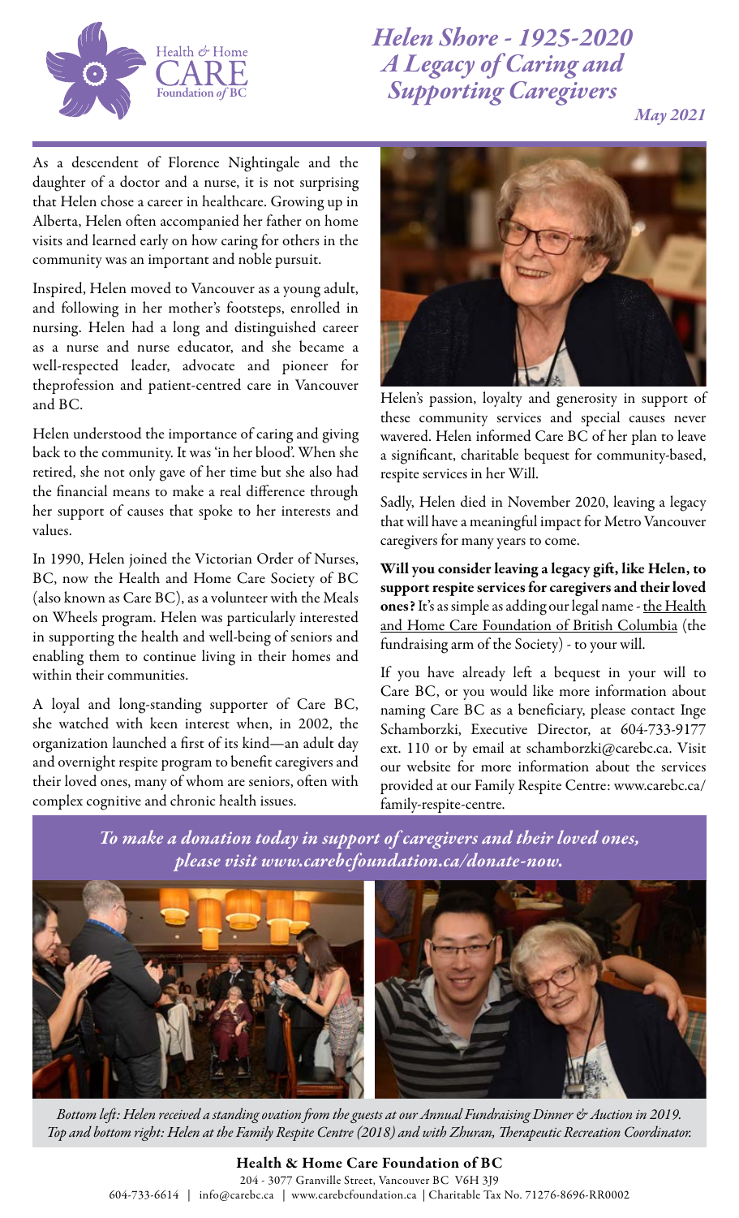# Helen Shore - 1925-2020
## A Legacy of Caring and Supporting Caregivers

*May 2021*

As a descendent of Florence Nightingale and the daughter of a doctor and a nurse, it is not surprising that Helen chose a career in healthcare. Growing up in Alberta, Helen often accompanied her father on home visits and learned early on how caring for others in the community was an important and noble pursuit.

Inspired, Helen moved to Vancouver as a young adult, and following in her mother's footsteps, enrolled in nursing. Helen had a long and distinguished career as a nurse and nurse educator, and she became a well-respected leader, advocate and pioneer for theprofession and patient-centred care in Vancouver and BC.

Helen understood the importance of caring and giving back to the community. It was 'in her blood'. When she retired, she not only gave of her time but she also had the financial means to make a real difference through her support of causes that spoke to her interests and values.

In 1990, Helen joined the Victorian Order of Nurses, BC, now the Health and Home Care Society of BC (also known as Care BC), as a volunteer with the Meals on Wheels program. Helen was particularly interested in supporting the health and well-being of seniors and enabling them to continue living in their homes and within their communities.

A loyal and long-standing supporter of Care BC, she watched with keen interest when, in 2002, the organization launched a first of its kind—an adult day and overnight respite program to benefit caregivers and their loved ones, many of whom are seniors, often with complex cognitive and chronic health issues.

Helen's passion, loyalty and generosity in support of these community services and special causes never wavered. Helen informed Care BC of her plan to leave a significant, charitable bequest for community-based, respite services in her Will.

Sadly, Helen died in November 2020, leaving a legacy that will have a meaningful impact for Metro Vancouver caregivers for many years to come.

**Will you consider leaving a legacy gift, like Helen, to support respite services for caregivers and their loved ones?** It's as simple as adding our legal name - the Health and Home Care Foundation of British Columbia (the fundraising arm of the Society) - to your will.

If you have already left a bequest in your will to Care BC, or you would like more information about naming Care BC as a beneficiary, please contact Inge Schamborzki, Executive Director, at 604-733-9177 ext. 110 or by email at schamborzki@carebc.ca. Visit our website for more information about the services provided at our Family Respite Centre: www.carebc.ca/family-respite-centre.

***To make a donation today in support of caregivers and their loved ones, please visit www.carebcfoundation.ca/donate-now.***

*Bottom left: Helen received a standing ovation from the guests at our Annual Fundraising Dinner & Auction in 2019. Top and bottom right: Helen at the Family Respite Centre (2018) and with Zhuran, Therapeutic Recreation Coordinator.*

**Health & Home Care Foundation of BC**
204 - 3077 Granville Street, Vancouver BC V6H 3J9
604-733-6614 | info@carebc.ca | www.carebcfoundation.ca | Charitable Tax No. 71276-8696-RR0002